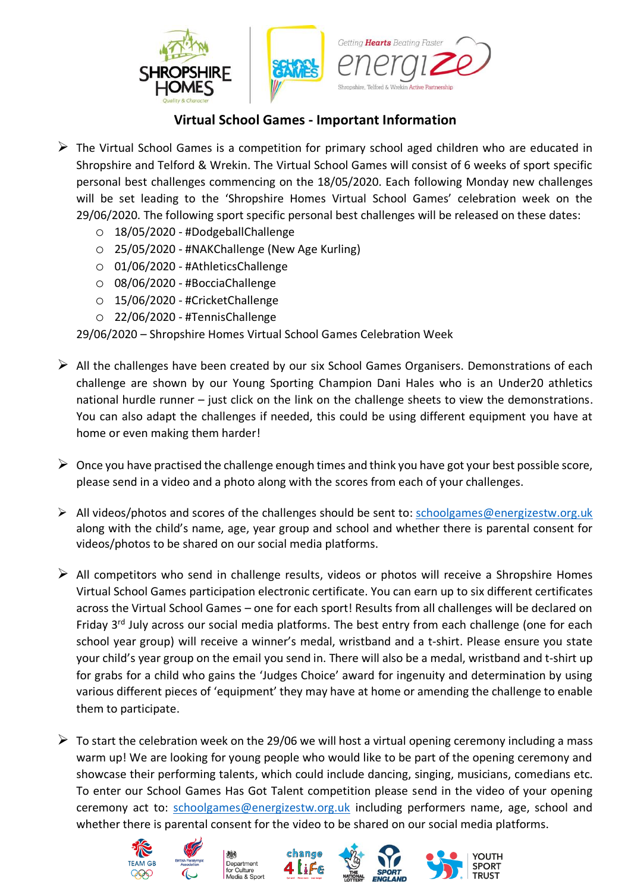## Virtual School Games - Important Information

- The Virtual School Games is a competition for primary school aged children who are educated in Shropshire and Telford & Wrekin. The Virtual School Games will consist of 6 weeks of sport specific personal best challenges commencing on the 18/05/2020. Each following Monday new challenges will be set leading to the 'Shropshire Homes Virtual School Games' celebration week on the 29/06/2020. The following sport specific personal best challenges will be released on these dates:
  - 18/05/2020 - #DodgeballChallenge
  - 25/05/2020 - #NAKChallenge (New Age Kurling)
  - 01/06/2020 - #AthleticsChallenge
  - 08/06/2020 - #BocciaChallenge
  - 15/06/2020 - #CricketChallenge
  - 22/06/2020 - #TennisChallenge

  29/06/2020 – Shropshire Homes Virtual School Games Celebration Week

- All the challenges have been created by our six School Games Organisers. Demonstrations of each challenge are shown by our Young Sporting Champion Dani Hales who is an Under20 athletics national hurdle runner – just click on the link on the challenge sheets to view the demonstrations. You can also adapt the challenges if needed, this could be using different equipment you have at home or even making them harder!

- Once you have practised the challenge enough times and think you have got your best possible score, please send in a video and a photo along with the scores from each of your challenges.

- All videos/photos and scores of the challenges should be sent to: schoolgames@energizestw.org.uk along with the child's name, age, year group and school and whether there is parental consent for videos/photos to be shared on our social media platforms.

- All competitors who send in challenge results, videos or photos will receive a Shropshire Homes Virtual School Games participation electronic certificate. You can earn up to six different certificates across the Virtual School Games – one for each sport! Results from all challenges will be declared on Friday 3rd July across our social media platforms. The best entry from each challenge (one for each school year group) will receive a winner's medal, wristband and a t-shirt. Please ensure you state your child's year group on the email you send in. There will also be a medal, wristband and t-shirt up for grabs for a child who gains the 'Judges Choice' award for ingenuity and determination by using various different pieces of 'equipment' they may have at home or amending the challenge to enable them to participate.

- To start the celebration week on the 29/06 we will host a virtual opening ceremony including a mass warm up! We are looking for young people who would like to be part of the opening ceremony and showcase their performing talents, which could include dancing, singing, musicians, comedians etc. To enter our School Games Has Got Talent competition please send in the video of your opening ceremony act to: schoolgames@energizestw.org.uk including performers name, age, school and whether there is parental consent for the video to be shared on our social media platforms.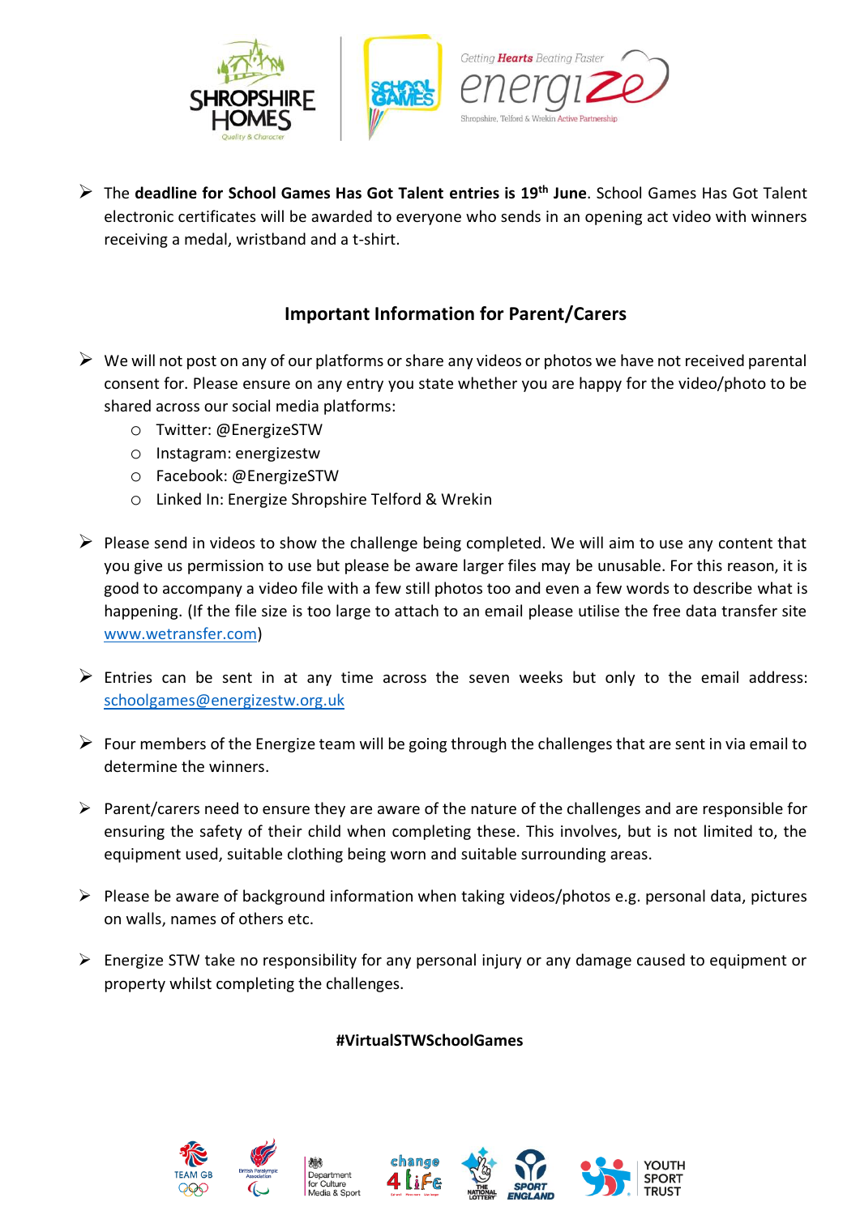- The **deadline for School Games Has Got Talent entries is 19th June**. School Games Has Got Talent electronic certificates will be awarded to everyone who sends in an opening act video with winners receiving a medal, wristband and a t-shirt.

## Important Information for Parent/Carers

- We will not post on any of our platforms or share any videos or photos we have not received parental consent for. Please ensure on any entry you state whether you are happy for the video/photo to be shared across our social media platforms:
  - Twitter: @EnergizeSTW
  - Instagram: energizestw
  - Facebook: @EnergizeSTW
  - Linked In: Energize Shropshire Telford & Wrekin

- Please send in videos to show the challenge being completed. We will aim to use any content that you give us permission to use but please be aware larger files may be unusable. For this reason, it is good to accompany a video file with a few still photos too and even a few words to describe what is happening. (If the file size is too large to attach to an email please utilise the free data transfer site www.wetransfer.com)

- Entries can be sent in at any time across the seven weeks but only to the email address: schoolgames@energizestw.org.uk

- Four members of the Energize team will be going through the challenges that are sent in via email to determine the winners.

- Parent/carers need to ensure they are aware of the nature of the challenges and are responsible for ensuring the safety of their child when completing these. This involves, but is not limited to, the equipment used, suitable clothing being worn and suitable surrounding areas.

- Please be aware of background information when taking videos/photos e.g. personal data, pictures on walls, names of others etc.

- Energize STW take no responsibility for any personal injury or any damage caused to equipment or property whilst completing the challenges.

**#VirtualSTWSchoolGames**